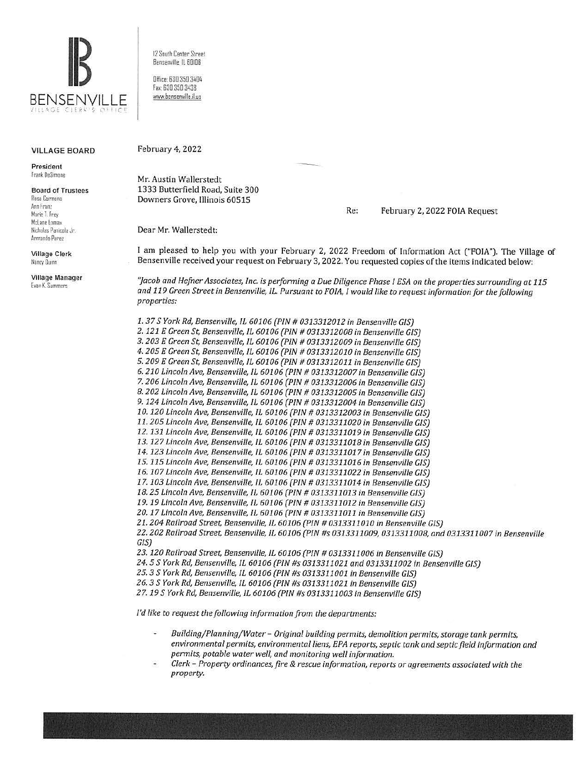**BENSENVILLE**
VILLAGE CLERK'S OFFICE

12 South Center Street
Bensenville IL 60106

Office: 630.350.3404
Fax: 630.350.3438
www.bensenville.il.us

**VILLAGE BOARD**

**President**
Frank DeSimone

**Board of Trustees**
Rosa Carmona
Ann Franz
Marie T. Frey
McLane Lomax
Nicholas Panicola Jr.
Armando Perez

**Village Clerk**
Nancy Dunn

**Village Manager**
Evan K. Summers

February 4, 2022

Mr. Austin Wallerstedt
1333 Butterfield Road, Suite 300
Downers Grove, Illinois 60515

Re: February 2, 2022 FOIA Request

Dear Mr. Wallerstedt:

I am pleased to help you with your February 2, 2022 Freedom of Information Act ("FOIA"). The Village of Bensenville received your request on February 3, 2022. You requested copies of the items indicated below:

*"Jacob and Hefner Associates, Inc. is performing a Due Diligence Phase I ESA on the properties surrounding at 115 and 119 Green Street in Bensenville, IL. Pursuant to FOIA, I would like to request information for the following properties:*

*1. 37 S York Rd, Bensenville, IL 60106 (PIN # 0313312012 in Bensenville GIS)*
*2. 121 E Green St, Bensenville, IL 60106 (PIN # 0313312008 in Bensenville GIS)*
*3. 203 E Green St, Bensenville, IL 60106 (PIN # 0313312009 in Bensenville GIS)*
*4. 205 E Green St, Bensenville, IL 60106 (PIN # 0313312010 in Bensenville GIS)*
*5. 209 E Green St, Bensenville, IL 60106 (PIN # 0313312011 in Bensenville GIS)*
*6. 210 Lincoln Ave, Bensenville, IL 60106 (PIN # 0313312007 in Bensenville GIS)*
*7. 206 Lincoln Ave, Bensenville, IL 60106 (PIN # 0313312006 in Bensenville GIS)*
*8. 202 Lincoln Ave, Bensenville, IL 60106 (PIN # 0313312005 in Bensenville GIS)*
*9. 124 Lincoln Ave, Bensenville, IL 60106 (PIN # 0313312004 in Bensenville GIS)*
*10. 120 Lincoln Ave, Bensenville, IL 60106 (PIN # 0313312003 in Bensenville GIS)*
*11. 205 Lincoln Ave, Bensenville, IL 60106 (PIN # 0313311020 in Bensenville GIS)*
*12. 131 Lincoln Ave, Bensenville, IL 60106 (PIN # 0313311019 in Bensenville GIS)*
*13. 127 Lincoln Ave, Bensenville, IL 60106 (PIN # 0313311018 in Bensenville GIS)*
*14. 123 Lincoln Ave, Bensenville, IL 60106 (PIN # 0313311017 in Bensenville GIS)*
*15. 115 Lincoln Ave, Bensenville, IL 60106 (PIN # 0313311016 in Bensenville GIS)*
*16. 107 Lincoln Ave, Bensenville, IL 60106 (PIN # 0313311022 in Bensenville GIS)*
*17. 103 Lincoln Ave, Bensenville, IL 60106 (PIN # 0313311014 in Bensenville GIS)*
*18. 25 Lincoln Ave, Bensenville, IL 60106 (PIN # 0313311013 in Bensenville GIS)*
*19. 19 Lincoln Ave, Bensenville, IL 60106 (PIN # 0313311012 in Bensenville GIS)*
*20. 17 Lincoln Ave, Bensenville, IL 60106 (PIN # 0313311011 in Bensenville GIS)*
*21. 204 Railroad Street, Bensenville, IL 60106 (PIN # 0313311010 in Bensenville GIS)*
*22. 202 Railroad Street, Bensenville, IL 60106 (PIN #s 0313311009, 0313311008, and 0313311007 in Bensenville GIS)*
*23. 120 Railroad Street, Bensenville, IL 60106 (PIN # 0313311006 in Bensenville GIS)*
*24. 5 S York Rd, Bensenville, IL 60106 (PIN #s 0313311021 and 0313311002 in Bensenville GIS)*
*25. 3 S York Rd, Bensenville, IL 60106 (PIN #s 0313311001 in Bensenville GIS)*
*26. 3 S York Rd, Bensenville, IL 60106 (PIN #s 0313311021 in Bensenville GIS)*
*27. 19 S York Rd, Bensenville, IL 60106 (PIN #s 0313311003 in Bensenville GIS)*

*I'd like to request the following information from the departments:*

- *Building/Planning/Water – Original building permits, demolition permits, storage tank permits, environmental permits, environmental liens, EPA reports, septic tank and septic field information and permits, potable water well, and monitoring well information.*
- *Clerk – Property ordinances, fire & rescue information, reports or agreements associated with the property.*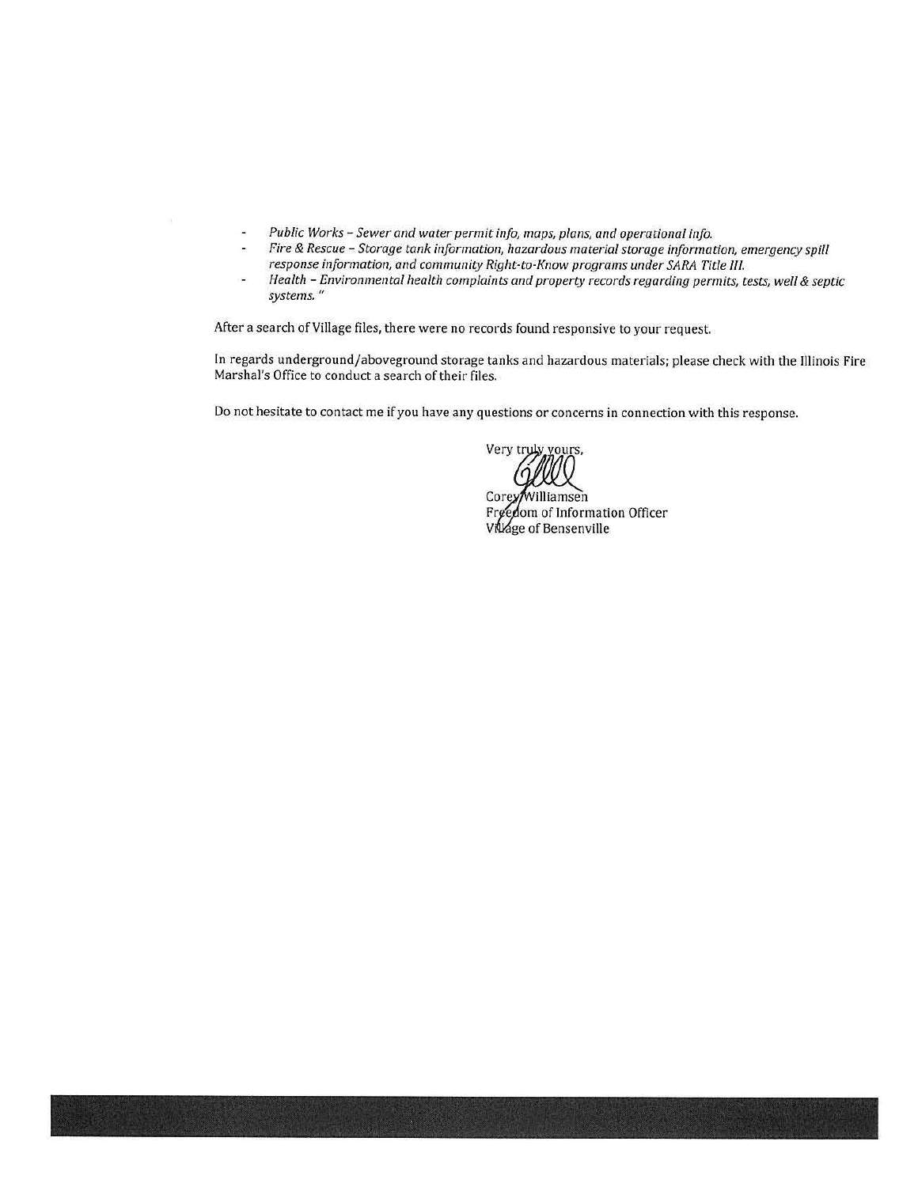- *Public Works – Sewer and water permit info, maps, plans, and operational info.*
- *Fire & Rescue – Storage tank information, hazardous material storage information, emergency spill response information, and community Right-to-Know programs under SARA Title III.*
- *Health – Environmental health complaints and property records regarding permits, tests, well & septic systems. "*

After a search of Village files, there were no records found responsive to your request.

In regards underground/aboveground storage tanks and hazardous materials; please check with the Illinois Fire Marshal's Office to conduct a search of their files.

Do not hesitate to contact me if you have any questions or concerns in connection with this response.

Very truly yours,

Corey Williamsen
Freedom of Information Officer
Village of Bensenville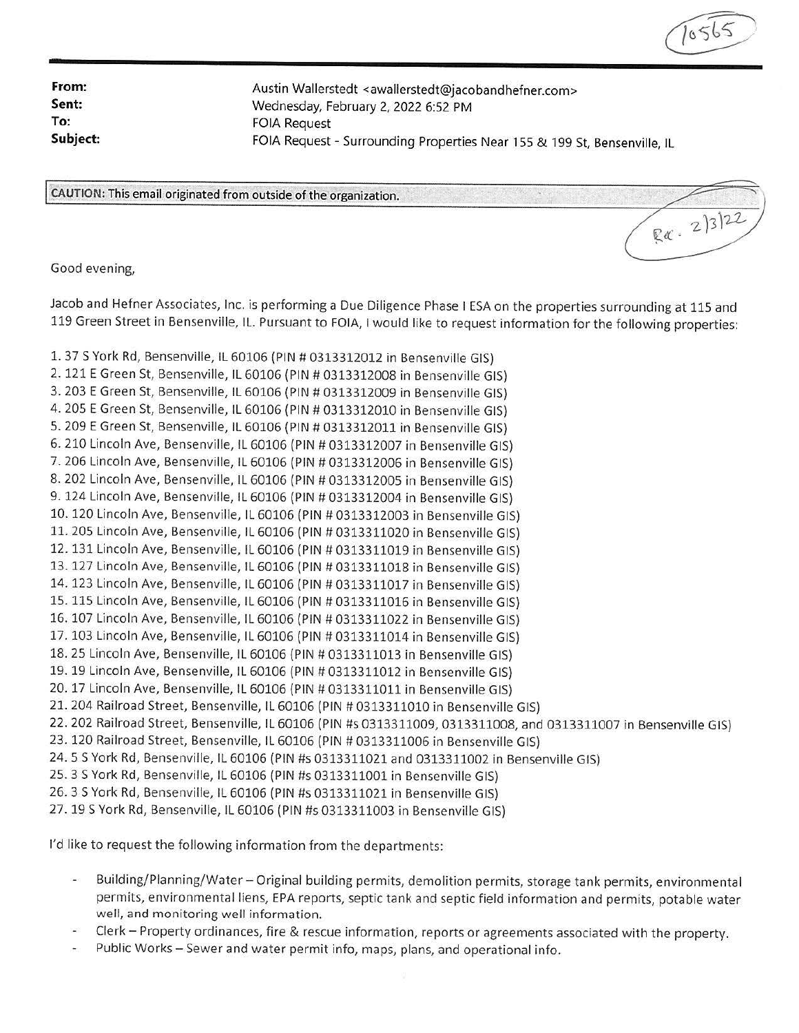10565

**From:** Austin Wallerstedt <awallerstedt@jacobandhefner.com>
**Sent:** Wednesday, February 2, 2022 6:52 PM
**To:** FOIA Request
**Subject:** FOIA Request - Surrounding Properties Near 155 & 199 St, Bensenville, IL

CAUTION: This email originated from outside of the organization.

Rec. 2/3/22

Good evening,

Jacob and Hefner Associates, Inc. is performing a Due Diligence Phase I ESA on the properties surrounding at 115 and 119 Green Street in Bensenville, IL. Pursuant to FOIA, I would like to request information for the following properties:

1. 37 S York Rd, Bensenville, IL 60106 (PIN # 0313312012 in Bensenville GIS)
2. 121 E Green St, Bensenville, IL 60106 (PIN # 0313312008 in Bensenville GIS)
3. 203 E Green St, Bensenville, IL 60106 (PIN # 0313312009 in Bensenville GIS)
4. 205 E Green St, Bensenville, IL 60106 (PIN # 0313312010 in Bensenville GIS)
5. 209 E Green St, Bensenville, IL 60106 (PIN # 0313312011 in Bensenville GIS)
6. 210 Lincoln Ave, Bensenville, IL 60106 (PIN # 0313312007 in Bensenville GIS)
7. 206 Lincoln Ave, Bensenville, IL 60106 (PIN # 0313312006 in Bensenville GIS)
8. 202 Lincoln Ave, Bensenville, IL 60106 (PIN # 0313312005 in Bensenville GIS)
9. 124 Lincoln Ave, Bensenville, IL 60106 (PIN # 0313312004 in Bensenville GIS)
10. 120 Lincoln Ave, Bensenville, IL 60106 (PIN # 0313312003 in Bensenville GIS)
11. 205 Lincoln Ave, Bensenville, IL 60106 (PIN # 0313311020 in Bensenville GIS)
12. 131 Lincoln Ave, Bensenville, IL 60106 (PIN # 0313311019 in Bensenville GIS)
13. 127 Lincoln Ave, Bensenville, IL 60106 (PIN # 0313311018 in Bensenville GIS)
14. 123 Lincoln Ave, Bensenville, IL 60106 (PIN # 0313311017 in Bensenville GIS)
15. 115 Lincoln Ave, Bensenville, IL 60106 (PIN # 0313311016 in Bensenville GIS)
16. 107 Lincoln Ave, Bensenville, IL 60106 (PIN # 0313311022 in Bensenville GIS)
17. 103 Lincoln Ave, Bensenville, IL 60106 (PIN # 0313311014 in Bensenville GIS)
18. 25 Lincoln Ave, Bensenville, IL 60106 (PIN # 0313311013 in Bensenville GIS)
19. 19 Lincoln Ave, Bensenville, IL 60106 (PIN # 0313311012 in Bensenville GIS)
20. 17 Lincoln Ave, Bensenville, IL 60106 (PIN # 0313311011 in Bensenville GIS)
21. 204 Railroad Street, Bensenville, IL 60106 (PIN # 0313311010 in Bensenville GIS)
22. 202 Railroad Street, Bensenville, IL 60106 (PIN #s 0313311009, 0313311008, and 0313311007 in Bensenville GIS)
23. 120 Railroad Street, Bensenville, IL 60106 (PIN # 0313311006 in Bensenville GIS)
24. 5 S York Rd, Bensenville, IL 60106 (PIN #s 0313311021 and 0313311002 in Bensenville GIS)
25. 3 S York Rd, Bensenville, IL 60106 (PIN #s 0313311001 in Bensenville GIS)
26. 3 S York Rd, Bensenville, IL 60106 (PIN #s 0313311021 in Bensenville GIS)
27. 19 S York Rd, Bensenville, IL 60106 (PIN #s 0313311003 in Bensenville GIS)

I'd like to request the following information from the departments:

- Building/Planning/Water – Original building permits, demolition permits, storage tank permits, environmental permits, environmental liens, EPA reports, septic tank and septic field information and permits, potable water well, and monitoring well information.
- Clerk – Property ordinances, fire & rescue information, reports or agreements associated with the property.
- Public Works – Sewer and water permit info, maps, plans, and operational info.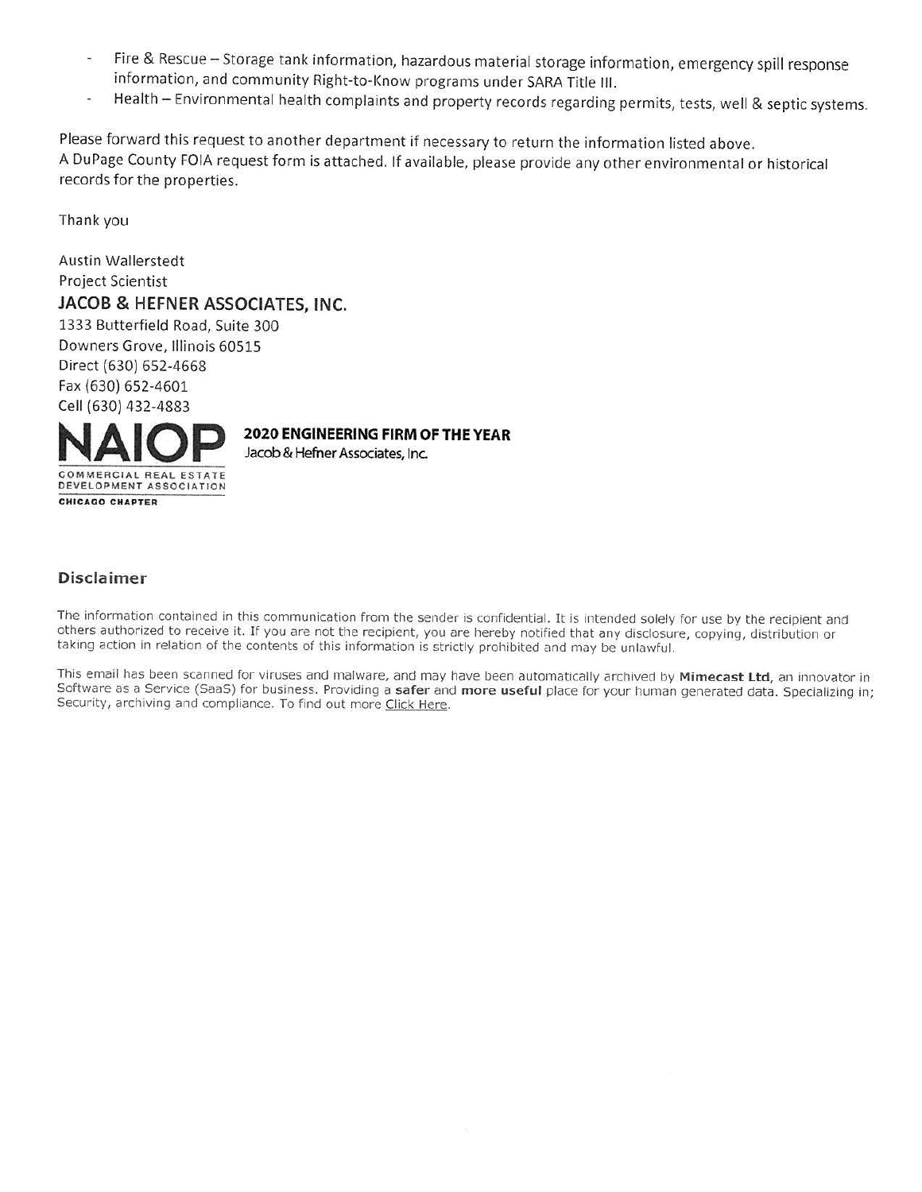- Fire & Rescue – Storage tank information, hazardous material storage information, emergency spill response information, and community Right-to-Know programs under SARA Title III.
- Health – Environmental health complaints and property records regarding permits, tests, well & septic systems.

Please forward this request to another department if necessary to return the information listed above.
A DuPage County FOIA request form is attached. If available, please provide any other environmental or historical records for the properties.

Thank you

Austin Wallerstedt
Project Scientist
**JACOB & HEFNER ASSOCIATES, INC.**
1333 Butterfield Road, Suite 300
Downers Grove, Illinois 60515
Direct (630) 652-4668
Fax (630) 652-4601
Cell (630) 432-4883

NAIOP
COMMERCIAL REAL ESTATE DEVELOPMENT ASSOCIATION
CHICAGO CHAPTER

**2020 ENGINEERING FIRM OF THE YEAR**
Jacob & Hefner Associates, Inc.

### Disclaimer

The information contained in this communication from the sender is confidential. It is intended solely for use by the recipient and others authorized to receive it. If you are not the recipient, you are hereby notified that any disclosure, copying, distribution or taking action in relation of the contents of this information is strictly prohibited and may be unlawful.

This email has been scanned for viruses and malware, and may have been automatically archived by **Mimecast Ltd**, an innovator in Software as a Service (SaaS) for business. Providing a **safer** and **more useful** place for your human generated data. Specializing in; Security, archiving and compliance. To find out more Click Here.